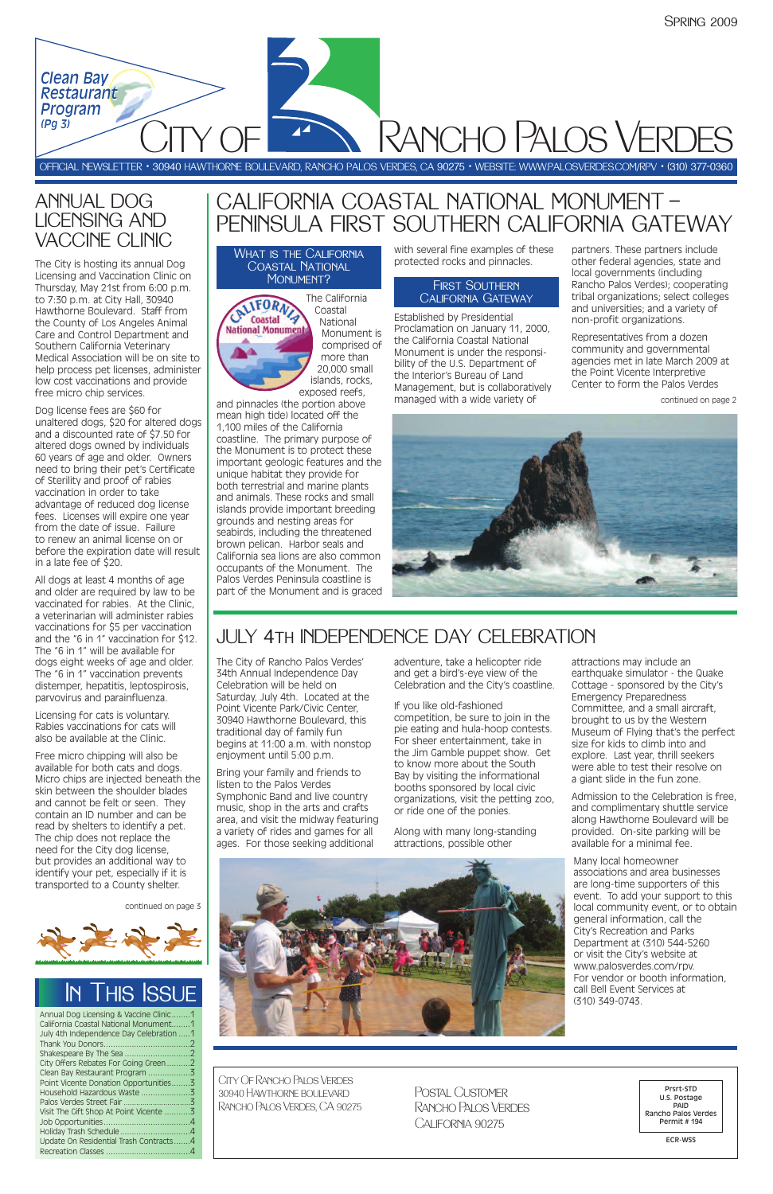# City of Rancho Palos Verdes

Spring 2009

*Clean Bay Restaurant Program (Pg 3)*

OFFICIAL NEWSLETTER • 30940 HAWTHORNE BOULEVARD, RANCHO PALOS VERDES, CA 90275 • WEBSITE: WWW.PALOSVERDES.COM/RPV • (310) 377-0360

## Annual Dog Licensing and Vaccine Clinic

The City is hosting its annual Dog Licensing and Vaccination Clinic on Thursday, May 21st from 6:00 p.m. to 7:30 p.m. at City Hall, 30940 Hawthorne Boulevard. Staff from the County of Los Angeles Animal Care and Control Department and Southern California Veterinary Medical Association will be on site to help process pet licenses, administer low cost vaccinations and provide free micro chip services.

Dog license fees are $60 for unaltered dogs, $20 for altered dogs and a discounted rate of $7.50 for altered dogs owned by individuals 60 years of age and older. Owners need to bring their pet's Certificate of Sterility and proof of rabies vaccination in order to take advantage of reduced dog license fees. Licenses will expire one year from the date of issue. Failure to renew an animal license on or before the expiration date will result in a late fee of $20.

All dogs at least 4 months of age and older are required by law to be vaccinated for rabies. At the Clinic, a veterinarian will administer rabies vaccinations for $5 per vaccination and the "6 in 1" vaccination for $12. The "6 in 1" will be available for dogs eight weeks of age and older. The "6 in 1" vaccination prevents distemper, hepatitis, leptospirosis, parvovirus and parainfluenza.

Licensing for cats is voluntary. Rabies vaccinations for cats will also be available at the Clinic.

Free micro chipping will also be available for both cats and dogs. Micro chips are injected beneath the skin between the shoulder blades and cannot be felt or seen. They contain an ID number and can be read by shelters to identify a pet. The chip does not replace the need for the City dog license, but provides an additional way to identify your pet, especially if it is transported to a County shelter.

continued on page 3

## California Coastal National Monument – Peninsula First Southern California Gateway

### What is the California Coastal National Monument?

The California Coastal National Monument is comprised of more than 20,000 small islands, rocks, exposed reefs, and pinnacles (the portion above mean high tide) located off the 1,100 miles of the California coastline. The primary purpose of the Monument is to protect these important geologic features and the unique habitat they provide for both terrestrial and marine plants and animals. These rocks and small islands provide important breeding grounds and nesting areas for seabirds, including the threatened brown pelican. Harbor seals and California sea lions are also common occupants of the Monument. The Palos Verdes Peninsula coastline is part of the Monument and is graced with several fine examples of these protected rocks and pinnacles.

### First Southern California Gateway

Established by Presidential Proclamation on January 11, 2000, the California Coastal National Monument is under the responsibility of the U.S. Department of the Interior's Bureau of Land Management, but is collaboratively managed with a wide variety of partners. These partners include other federal agencies, state and local governments (including Rancho Palos Verdes); cooperating tribal organizations; select colleges and universities; and a variety of non-profit organizations.

Representatives from a dozen community and governmental agencies met in late March 2009 at the Point Vicente Interpretive Center to form the Palos Verdes

continued on page 2

## July 4th Independence Day Celebration

The City of Rancho Palos Verdes' 34th Annual Independence Day Celebration will be held on Saturday, July 4th. Located at the Point Vicente Park/Civic Center, 30940 Hawthorne Boulevard, this traditional day of family fun begins at 11:00 a.m. with nonstop enjoyment until 5:00 p.m.

Bring your family and friends to listen to the Palos Verdes Symphonic Band and live country music, shop in the arts and crafts area, and visit the midway featuring a variety of rides and games for all ages. For those seeking additional adventure, take a helicopter ride and get a bird's-eye view of the Celebration and the City's coastline.

If you like old-fashioned competition, be sure to join in the pie eating and hula-hoop contests. For sheer entertainment, take in the Jim Gamble puppet show. Get to know more about the South Bay by visiting the informational booths sponsored by local civic organizations, visit the petting zoo, or ride one of the ponies.

Along with many long-standing attractions, possible other attractions may include an earthquake simulator - the Quake Cottage - sponsored by the City's Emergency Preparedness Committee, and a small aircraft, brought to us by the Western Museum of Flying that's the perfect size for kids to climb into and explore. Last year, thrill seekers were able to test their resolve on a giant slide in the fun zone.

Admission to the Celebration is free, and complimentary shuttle service along Hawthorne Boulevard will be provided. On-site parking will be available for a minimal fee.

Many local homeowner associations and area businesses are long-time supporters of this event. To add your support to this local community event, or to obtain general information, call the City's Recreation and Parks Department at (310) 544-5260 or visit the City's website at www.palosverdes.com/rpv. For vendor or booth information, call Bell Event Services at (310) 349-0743.

## In This Issue

- Annual Dog Licensing & Vaccine Clinic.........1
- California Coastal National Monument.........1
- July 4th Independence Day Celebration.........1
- Thank You Donors.........2
- Shakespeare By The Sea.........2
- City Offers Rebates For Going Green.........2
- Clean Bay Restaurant Program.........3
- Point Vicente Donation Opportunities.........3
- Household Hazardous Waste.........3
- Palos Verdes Street Fair.........3
- Visit The Gift Shop At Point Vicente.........3
- Job Opportunities.........4
- Holiday Trash Schedule.........4
- Update On Residential Trash Contracts.........4
- Recreation Classes.........4

City Of Rancho Palos Verdes
30940 Hawthorne Boulevard
Rancho Palos Verdes, CA 90275

Postal Customer
Rancho Palos Verdes
California 90275

Prsrt-STD
U.S. Postage
PAID
Rancho Palos Verdes
Permit # 194

ECR-WSS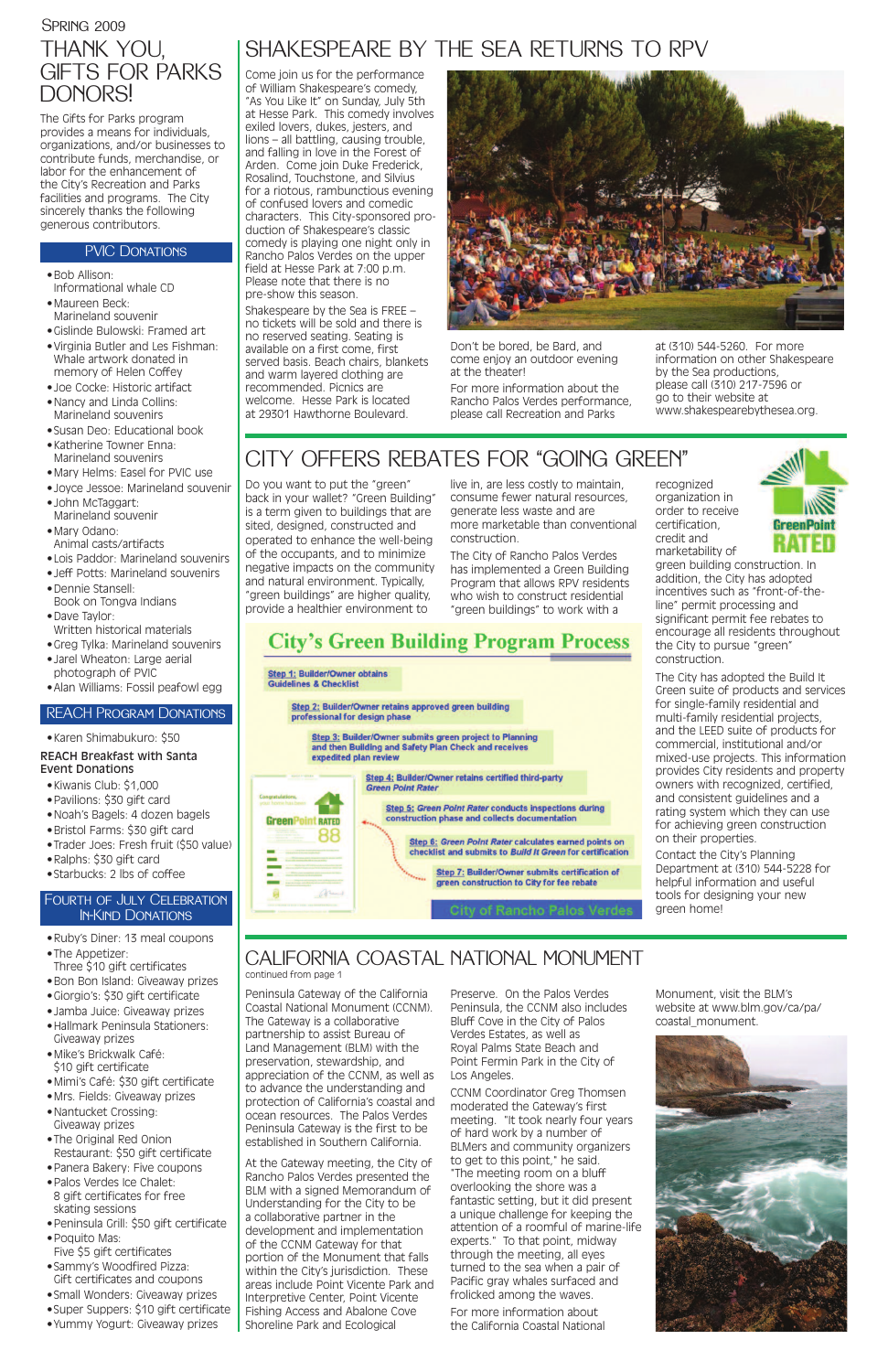Spring 2009

# Thank You, Gifts for Parks Donors!

The Gifts for Parks program provides a means for individuals, organizations, and/or businesses to contribute funds, merchandise, or labor for the enhancement of the City's Recreation and Parks facilities and programs. The City sincerely thanks the following generous contributors.

## PVIC Donations

- Bob Allison: Informational whale CD
- Maureen Beck: Marineland souvenir
- Gislinde Bulowski: Framed art
- Virginia Butler and Les Fishman: Whale artwork donated in memory of Helen Coffey
- Joe Cocke: Historic artifact
- Nancy and Linda Collins: Marineland souvenirs
- Susan Deo: Educational book
- Katherine Towner Enna: Marineland souvenirs
- Mary Helms: Easel for PVIC use
- Joyce Jessoe: Marineland souvenir
- John McTaggart: Marineland souvenir
- Mary Odano: Animal casts/artifacts
- Lois Paddor: Marineland souvenirs
- Jeff Potts: Marineland souvenirs
- Dennie Stansell: Book on Tongva Indians
- Dave Taylor: Written historical materials
- Greg Tylka: Marineland souvenirs
- Jarel Wheaton: Large aerial photograph of PVIC
- Alan Williams: Fossil peafowl egg

## REACH Program Donations

- Karen Shimabukuro: $50

**REACH Breakfast with Santa Event Donations**

- Kiwanis Club: $1,000
- Pavilions: $30 gift card
- Noah's Bagels: 4 dozen bagels
- Bristol Farms: $30 gift card
- Trader Joes: Fresh fruit ($50 value)
- Ralphs: $30 gift card
- Starbucks: 2 lbs of coffee

## Fourth of July Celebration In-Kind Donations

- Ruby's Diner: 13 meal coupons
- The Appetizer: Three $10 gift certificates
- Bon Bon Island: Giveaway prizes
- Giorgio's: $30 gift certificate
- Jamba Juice: Giveaway prizes
- Hallmark Peninsula Stationers: Giveaway prizes
- Mike's Brickwalk Café: $10 gift certificate
- Mimi's Café: $30 gift certificate
- Mrs. Fields: Giveaway prizes
- Nantucket Crossing: Giveaway prizes
- The Original Red Onion Restaurant: $50 gift certificate
- Panera Bakery: Five coupons
- Palos Verdes Ice Chalet: 8 gift certificates for free skating sessions
- Peninsula Grill: $50 gift certificate
- Poquito Mas: Five $5 gift certificates
- Sammy's Woodfired Pizza: Gift certificates and coupons
- Small Wonders: Giveaway prizes
- Super Suppers: $10 gift certificate
- Yummy Yogurt: Giveaway prizes

# Shakespeare by the Sea Returns to RPV

Come join us for the performance of William Shakespeare's comedy, "As You Like It" on Sunday, July 5th at Hesse Park. This comedy involves exiled lovers, dukes, jesters, and lions – all battling, causing trouble, and falling in love in the Forest of Arden. Come join Duke Frederick, Rosalind, Touchstone, and Silvius for a riotous, rambunctious evening of confused lovers and comedic characters. This City-sponsored production of Shakespeare's classic comedy is playing one night only in Rancho Palos Verdes on the upper field at Hesse Park at 7:00 p.m. Please note that there is no pre-show this season.

Shakespeare by the Sea is FREE – no tickets will be sold and there is no reserved seating. Seating is available on a first come, first served basis. Beach chairs, blankets and warm layered clothing are recommended. Picnics are welcome. Hesse Park is located at 29301 Hawthorne Boulevard.

Don't be bored, be Bard, and come enjoy an outdoor evening at the theater!

For more information about the Rancho Palos Verdes performance, please call Recreation and Parks at (310) 544-5260. For more information on other Shakespeare by the Sea productions, please call (310) 217-7596 or go to their website at www.shakespearebythesea.org.

# City Offers Rebates for "Going Green"

Do you want to put the "green" back in your wallet? "Green Building" is a term given to buildings that are sited, designed, constructed and operated to enhance the well-being of the occupants, and to minimize negative impacts on the community and natural environment. Typically, "green buildings" are higher quality, provide a healthier environment to live in, are less costly to maintain, consume fewer natural resources, generate less waste and are more marketable than conventional construction.

The City of Rancho Palos Verdes has implemented a Green Building Program that allows RPV residents who wish to construct residential "green buildings" to work with a recognized organization in order to receive certification, credit and marketability of green building construction. In addition, the City has adopted incentives such as "front-of-the-line" permit processing and significant permit fee rebates to encourage all residents throughout the City to pursue "green" construction.

The City has adopted the Build It Green suite of products and services for single-family residential and multi-family residential projects, and the LEED suite of products for commercial, institutional and/or mixed-use projects. This information provides City residents and property owners with recognized, certified, and consistent guidelines and a rating system which they can use for achieving green construction on their properties.

Contact the City's Planning Department at (310) 544-5228 for helpful information and useful tools for designing your new green home!

**City's Green Building Program Process**

- Step 1: Builder/Owner obtains Guidelines & Checklist
- Step 2: Builder/Owner retains approved green building professional for design phase
- Step 3: Builder/Owner submits green project to Planning and then Building and Safety Plan Check and receives expedited plan review
- Step 4: Builder/Owner retains certified third-party Green Point Rater
- Step 5: Green Point Rater conducts inspections during construction phase and collects documentation
- Step 6: Green Point Rater calculates earned points on checklist and submits to Build It Green for certification
- Step 7: Builder/Owner submits certification of green construction to City for fee rebate

City of Rancho Palos Verdes

# California Coastal National Monument

continued from page 1

Peninsula Gateway of the California Coastal National Monument (CCNM). The Gateway is a collaborative partnership to assist Bureau of Land Management (BLM) with the preservation, stewardship, and appreciation of the CCNM, as well as to advance the understanding and protection of California's coastal and ocean resources. The Palos Verdes Peninsula Gateway is the first to be established in Southern California.

At the Gateway meeting, the City of Rancho Palos Verdes presented the BLM with a signed Memorandum of Understanding for the City to be a collaborative partner in the development and implementation of the CCNM Gateway for that portion of the Monument that falls within the City's jurisdiction. These areas include Point Vicente Park and Interpretive Center, Point Vicente Fishing Access and Abalone Cove Shoreline Park and Ecological Preserve. On the Palos Verdes Peninsula, the CCNM also includes Bluff Cove in the City of Palos Verdes Estates, as well as Royal Palms State Beach and Point Fermin Park in the City of Los Angeles.

CCNM Coordinator Greg Thomsen moderated the Gateway's first meeting. "It took nearly four years of hard work by a number of BLMers and community organizers to get to this point," he said. "The meeting room on a bluff overlooking the shore was a fantastic setting, but it did present a unique challenge for keeping the attention of a roomful of marine-life experts." To that point, midway through the meeting, all eyes turned to the sea when a pair of Pacific gray whales surfaced and frolicked among the waves.

For more information about the California Coastal National Monument, visit the BLM's website at www.blm.gov/ca/pa/coastal_monument.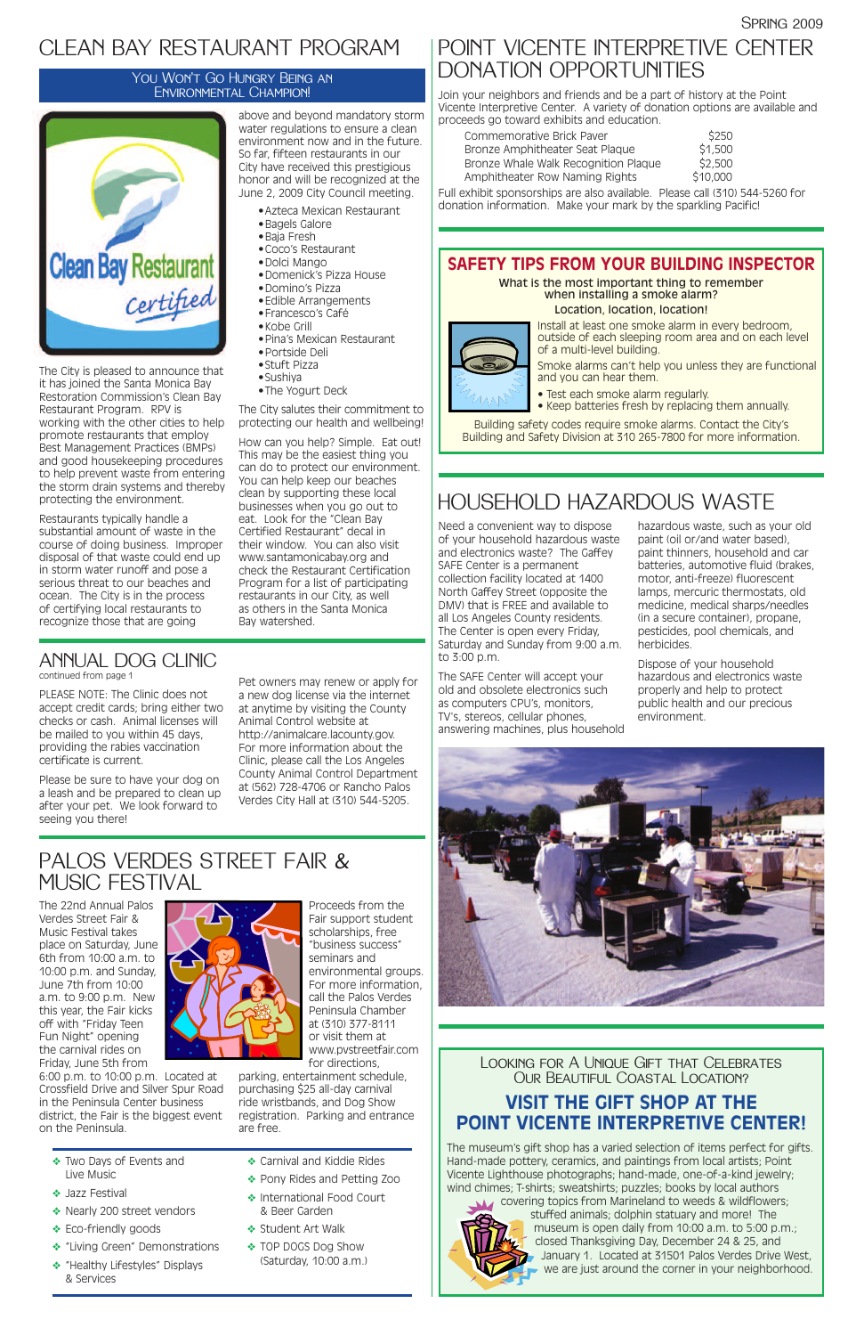# CLEAN BAY RESTAURANT PROGRAM

## You Won't Go Hungry Being an Environmental Champion!

The City is pleased to announce that it has joined the Santa Monica Bay Restoration Commission's Clean Bay Restaurant Program. RPV is working with the other cities to help promote restaurants that employ Best Management Practices (BMPs) and good housekeeping procedures to help prevent waste from entering the storm drain systems and thereby protecting the environment.

Restaurants typically handle a substantial amount of waste in the course of doing business. Improper disposal of that waste could end up in storm water runoff and pose a serious threat to our beaches and ocean. The City is in the process of certifying local restaurants to recognize those that are going above and beyond mandatory storm water regulations to ensure a clean environment now and in the future. So far, fifteen restaurants in our City have received this prestigious honor and will be recognized at the June 2, 2009 City Council meeting.

- Azteca Mexican Restaurant
- Bagels Galore
- Baja Fresh
- Coco's Restaurant
- Dolci Mango
- Domenick's Pizza House
- Domino's Pizza
- Edible Arrangements
- Francesco's Café
- Kobe Grill
- Pina's Mexican Restaurant
- Portside Deli
- Stuft Pizza
- Sushiya
- The Yogurt Deck

The City salutes their commitment to protecting our health and wellbeing!

How can you help? Simple. Eat out! This may be the easiest thing you can do to protect our environment. You can help keep our beaches clean by supporting these local businesses when you go out to eat. Look for the "Clean Bay Certified Restaurant" decal in their window. You can also visit www.santamonicabay.org and check the Restaurant Certification Program for a list of participating restaurants in our City, as well as others in the Santa Monica Bay watershed.

# ANNUAL DOG CLINIC

continued from page 1

PLEASE NOTE: The Clinic does not accept credit cards; bring either two checks or cash. Animal licenses will be mailed to you within 45 days, providing the rabies vaccination certificate is current.

Please be sure to have your dog on a leash and be prepared to clean up after your pet. We look forward to seeing you there!

Pet owners may renew or apply for a new dog license via the internet at anytime by visiting the County Animal Control website at http://animalcare.lacounty.gov. For more information about the Clinic, please call the Los Angeles County Animal Control Department at (562) 728-4706 or Rancho Palos Verdes City Hall at (310) 544-5205.

# PALOS VERDES STREET FAIR & MUSIC FESTIVAL

The 22nd Annual Palos Verdes Street Fair & Music Festival takes place on Saturday, June 6th from 10:00 a.m. to 10:00 p.m. and Sunday, June 7th from 10:00 a.m. to 9:00 p.m. New this year, the Fair kicks off with "Friday Teen Fun Night" opening the carnival rides on Friday, June 5th from 6:00 p.m. to 10:00 p.m. Located at Crossfield Drive and Silver Spur Road in the Peninsula Center business district, the Fair is the biggest event on the Peninsula.

Proceeds from the Fair support student scholarships, free "business success" seminars and environmental groups. For more information, call the Palos Verdes Peninsula Chamber at (310) 377-8111 or visit them at www.pvstreetfair.com for directions, parking, entertainment schedule, purchasing $25 all-day carnival ride wristbands, and Dog Show registration. Parking and entrance are free.

- Two Days of Events and Live Music
- Jazz Festival
- Nearly 200 street vendors
- Eco-friendly goods
- "Living Green" Demonstrations
- "Healthy Lifestyles" Displays & Services
- Carnival and Kiddie Rides
- Pony Rides and Petting Zoo
- International Food Court & Beer Garden
- Student Art Walk
- TOP DOGS Dog Show (Saturday, 10:00 a.m.)

# POINT VICENTE INTERPRETIVE CENTER DONATION OPPORTUNITIES

Join your neighbors and friends and be a part of history at the Point Vicente Interpretive Center. A variety of donation options are available and proceeds go toward exhibits and education.

| | |
|---|---|
| Commemorative Brick Paver | $250 |
| Bronze Amphitheater Seat Plaque | $1,500 |
| Bronze Whale Walk Recognition Plaque | $2,500 |
| Amphitheater Row Naming Rights | $10,000 |

Full exhibit sponsorships are also available. Please call (310) 544-5260 for donation information. Make your mark by the sparkling Pacific!

# SAFETY TIPS FROM YOUR BUILDING INSPECTOR

**What is the most important thing to remember when installing a smoke alarm?**

**Location, location, location!**

Install at least one smoke alarm in every bedroom, outside of each sleeping room area and on each level of a multi-level building.

Smoke alarms can't help you unless they are functional and you can hear them.

- Test each smoke alarm regularly.
- Keep batteries fresh by replacing them annually.

Building safety codes require smoke alarms. Contact the City's Building and Safety Division at 310 265-7800 for more information.

# HOUSEHOLD HAZARDOUS WASTE

Need a convenient way to dispose of your household hazardous waste and electronics waste? The Gaffey SAFE Center is a permanent collection facility located at 1400 North Gaffey Street (opposite the DMV) that is FREE and available to all Los Angeles County residents. The Center is open every Friday, Saturday and Sunday from 9:00 a.m. to 3:00 p.m.

The SAFE Center will accept your old and obsolete electronics such as computers CPU's, monitors, TV's, stereos, cellular phones, answering machines, plus household hazardous waste, such as your old paint (oil or/and water based), paint thinners, household and car batteries, automotive fluid (brakes, motor, anti-freeze) fluorescent lamps, mercuric thermostats, old medicine, medical sharps/needles (in a secure container), propane, pesticides, pool chemicals, and herbicides.

Dispose of your household hazardous and electronics waste properly and help to protect public health and our precious environment.

## Looking for a Unique Gift that Celebrates Our Beautiful Coastal Location?

## VISIT THE GIFT SHOP AT THE POINT VICENTE INTERPRETIVE CENTER!

The museum's gift shop has a varied selection of items perfect for gifts. Hand-made pottery, ceramics, and paintings from local artists; Point Vicente Lighthouse photographs; hand-made, one-of-a-kind jewelry; wind chimes; T-shirts; sweatshirts; puzzles; books by local authors covering topics from Marineland to weeds & wildflowers; stuffed animals; dolphin statuary and more! The museum is open daily from 10:00 a.m. to 5:00 p.m.; closed Thanksgiving Day, December 24 & 25, and January 1. Located at 31501 Palos Verdes Drive West, we are just around the corner in your neighborhood.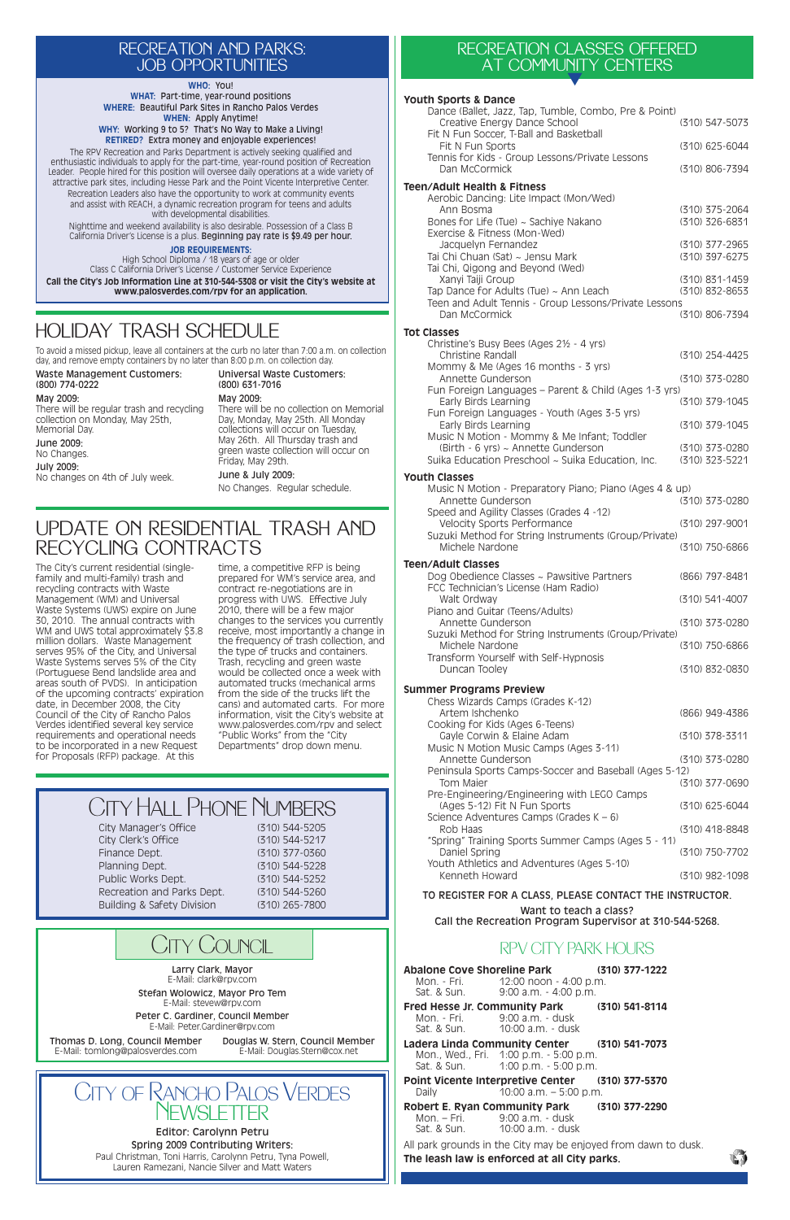## RECREATION AND PARKS: JOB OPPORTUNITIES

**WHO:** You!
**WHAT:** Part-time, year-round positions
**WHERE:** Beautiful Park Sites in Rancho Palos Verdes
**WHEN:** Apply Anytime!
**WHY:** Working 9 to 5? That's No Way to Make a Living!
**RETIRED?** Extra money and enjoyable experiences!

The RPV Recreation and Parks Department is actively seeking qualified and enthusiastic individuals to apply for the part-time, year-round position of Recreation Leader. People hired for this position will oversee daily operations at a wide variety of attractive park sites, including Hesse Park and the Point Vicente Interpretive Center. Recreation Leaders also have the opportunity to work at community events and assist with REACH, a dynamic recreation program for teens and adults with developmental disabilities.

Nighttime and weekend availability is also desirable. Possession of a Class B California Driver's License is a plus. **Beginning pay rate is $9.49 per hour.**

**JOB REQUIREMENTS:**
High School Diploma / 18 years of age or older
Class C California Driver's License / Customer Service Experience

**Call the City's Job Information Line at 310-544-5308 or visit the City's website at www.palosverdes.com/rpv for an application.**

## HOLIDAY TRASH SCHEDULE

To avoid a missed pickup, leave all containers at the curb no later than 7:00 a.m. on collection day, and remove empty containers by no later than 8:00 p.m. on collection day.

**Waste Management Customers:**
(800) 774-0222

**May 2009:**
There will be regular trash and recycling collection on Monday, May 25th, Memorial Day.

**June 2009:**
No Changes.

**July 2009:**
No changes on 4th of July week.

**Universal Waste Customers:**
(800) 631-7016

**May 2009:**
There will be no collection on Memorial Day, Monday, May 25th. All Monday collections will occur on Tuesday, May 26th. All Thursday trash and green waste collection will occur on Friday, May 29th.

**June & July 2009:**
No Changes. Regular schedule.

## UPDATE ON RESIDENTIAL TRASH AND RECYCLING CONTRACTS

The City's current residential (single-family and multi-family) trash and recycling contracts with Waste Management (WM) and Universal Waste Systems (UWS) expire on June 30, 2010. The annual contracts with WM and UWS total approximately $3.8 million dollars. Waste Management serves 95% of the City, and Universal Waste Systems serves 5% of the City (Portuguese Bend landslide area and areas south of PVDS). In anticipation of the upcoming contracts' expiration date, in December 2008, the City Council of the City of Rancho Palos Verdes identified several key service requirements and operational needs to be incorporated in a new Request for Proposals (RFP) package. At this time, a competitive RFP is being prepared for WM's service area, and contract re-negotiations are in progress with UWS. Effective July 2010, there will be a few major changes to the services you currently receive, most importantly a change in the frequency of trash collection, and the type of trucks and containers. Trash, recycling and green waste would be collected once a week with automated trucks (mechanical arms from the side of the trucks lift the cans) and automated carts. For more information, visit the City's website at www.palosverdes.com/rpv and select "Public Works" from the "City Departments" drop down menu.

## CITY HALL PHONE NUMBERS

| | |
|---|---|
| City Manager's Office | (310) 544-5205 |
| City Clerk's Office | (310) 544-5217 |
| Finance Dept. | (310) 377-0360 |
| Planning Dept. | (310) 544-5228 |
| Public Works Dept. | (310) 544-5252 |
| Recreation and Parks Dept. | (310) 544-5260 |
| Building & Safety Division | (310) 265-7800 |

## CITY COUNCIL

**Larry Clark, Mayor**
E-Mail: clark@rpv.com

**Stefan Wolowicz, Mayor Pro Tem**
E-Mail: stevew@rpv.com

**Peter C. Gardiner, Council Member**
E-Mail: Peter.Gardiner@rpv.com

**Thomas D. Long, Council Member**
E-Mail: tomlong@palosverdes.com

**Douglas W. Stern, Council Member**
E-Mail: Douglas.Stern@cox.net

## CITY OF RANCHO PALOS VERDES NEWSLETTER

**Editor: Carolynn Petru**
**Spring 2009 Contributing Writers:**
Paul Christman, Toni Harris, Carolynn Petru, Tyna Powell, Lauren Ramezani, Nancie Silver and Matt Waters

## RECREATION CLASSES OFFERED AT COMMUNITY CENTERS

**Youth Sports & Dance**

- Dance (Ballet, Jazz, Tap, Tumble, Combo, Pre & Pointe) — Creative Energy Dance School — (310) 547-5073
- Fit N Fun Soccer, T-Ball and Basketball — Fit N Fun Sports — (310) 625-6044
- Tennis for Kids - Group Lessons/Private Lessons — Dan McCormick — (310) 806-7394

**Teen/Adult Health & Fitness**

- Aerobic Dancing: Lite Impact (Mon/Wed) — Ann Bosma — (310) 375-2064
- Bones for Life (Tue) ~ Sachiye Nakano — (310) 326-6831
- Exercise & Fitness (Mon-Wed) — Jacquelyn Fernandez — (310) 377-2965
- Tai Chi Chuan (Sat) ~ Jensu Mark — (310) 397-6275
- Tai Chi, Qigong and Beyond (Wed) — Xanyi Taiji Group — (310) 831-1459
- Tap Dance for Adults (Tue) ~ Ann Leach — (310) 832-8653
- Teen and Adult Tennis - Group Lessons/Private Lessons — Dan McCormick — (310) 806-7394

**Tot Classes**

- Christine's Busy Bees (Ages 2½ - 4 yrs) — Christine Randall — (310) 254-4425
- Mommy & Me (Ages 16 months - 3 yrs) — Annette Gunderson — (310) 373-0280
- Fun Foreign Languages – Parent & Child (Ages 1-3 yrs) — Early Birds Learning — (310) 379-1045
- Fun Foreign Languages - Youth (Ages 3-5 yrs) — Early Birds Learning — (310) 379-1045
- Music N Motion - Mommy & Me Infant; Toddler (Birth - 6 yrs) ~ Annette Gunderson — (310) 373-0280
- Suika Education Preschool ~ Suika Education, Inc. — (310) 323-5221

**Youth Classes**

- Music N Motion - Preparatory Piano; Piano (Ages 4 & up) — Annette Gunderson — (310) 373-0280
- Speed and Agility Classes (Grades 4 -12) — Velocity Sports Performance — (310) 297-9001
- Suzuki Method for String Instruments (Group/Private) — Michele Nardone — (310) 750-6866

**Teen/Adult Classes**

- Dog Obedience Classes ~ Pawsitive Partners — (866) 797-8481
- FCC Technician's License (Ham Radio) — Walt Ordway — (310) 541-4007
- Piano and Guitar (Teens/Adults) — Annette Gunderson — (310) 373-0280
- Suzuki Method for String Instruments (Group/Private) — Michele Nardone — (310) 750-6866
- Transform Yourself with Self-Hypnosis — Duncan Tooley — (310) 832-0830

**Summer Programs Preview**

- Chess Wizards Camps (Grades K-12) — Artem Ishchenko — (866) 949-4386
- Cooking for Kids (Ages 6-Teens) — Gayle Corwin & Elaine Adam — (310) 378-3311
- Music N Motion Music Camps (Ages 3-11) — Annette Gunderson — (310) 373-0280
- Peninsula Sports Camps-Soccer and Baseball (Ages 5-12) — Tom Maier — (310) 377-0690
- Pre-Engineering/Engineering with LEGO Camps (Ages 5-12) Fit N Fun Sports — (310) 625-6044
- Science Adventures Camps (Grades K – 6) — Rob Haas — (310) 418-8848
- "Spring" Training Sports Summer Camps (Ages 5 - 11) — Daniel Spring — (310) 750-7702
- Youth Athletics and Adventures (Ages 5-10) — Kenneth Howard — (310) 982-1098

**TO REGISTER FOR A CLASS, PLEASE CONTACT THE INSTRUCTOR.**

Want to teach a class?
Call the Recreation Program Supervisor at 310-544-5268.

## RPV CITY PARK HOURS

**Abalone Cove Shoreline Park** (310) 377-1222
Mon. - Fri. 12:00 noon - 4:00 p.m.
Sat. & Sun. 9:00 a.m. - 4:00 p.m.

**Fred Hesse Jr. Community Park** (310) 541-8114
Mon. - Fri. 9:00 a.m. - dusk
Sat. & Sun. 10:00 a.m. - dusk

**Ladera Linda Community Center** (310) 541-7073
Mon., Wed., Fri. 1:00 p.m. - 5:00 p.m.
Sat. & Sun. 1:00 p.m. - 5:00 p.m.

**Point Vicente Interpretive Center** (310) 377-5370
Daily 10:00 a.m. – 5:00 p.m.

**Robert E. Ryan Community Park** (310) 377-2290
Mon. – Fri. 9:00 a.m. - dusk
Sat. & Sun. 10:00 a.m. - dusk

All park grounds in the City may be enjoyed from dawn to dusk.
**The leash law is enforced at all City parks.**